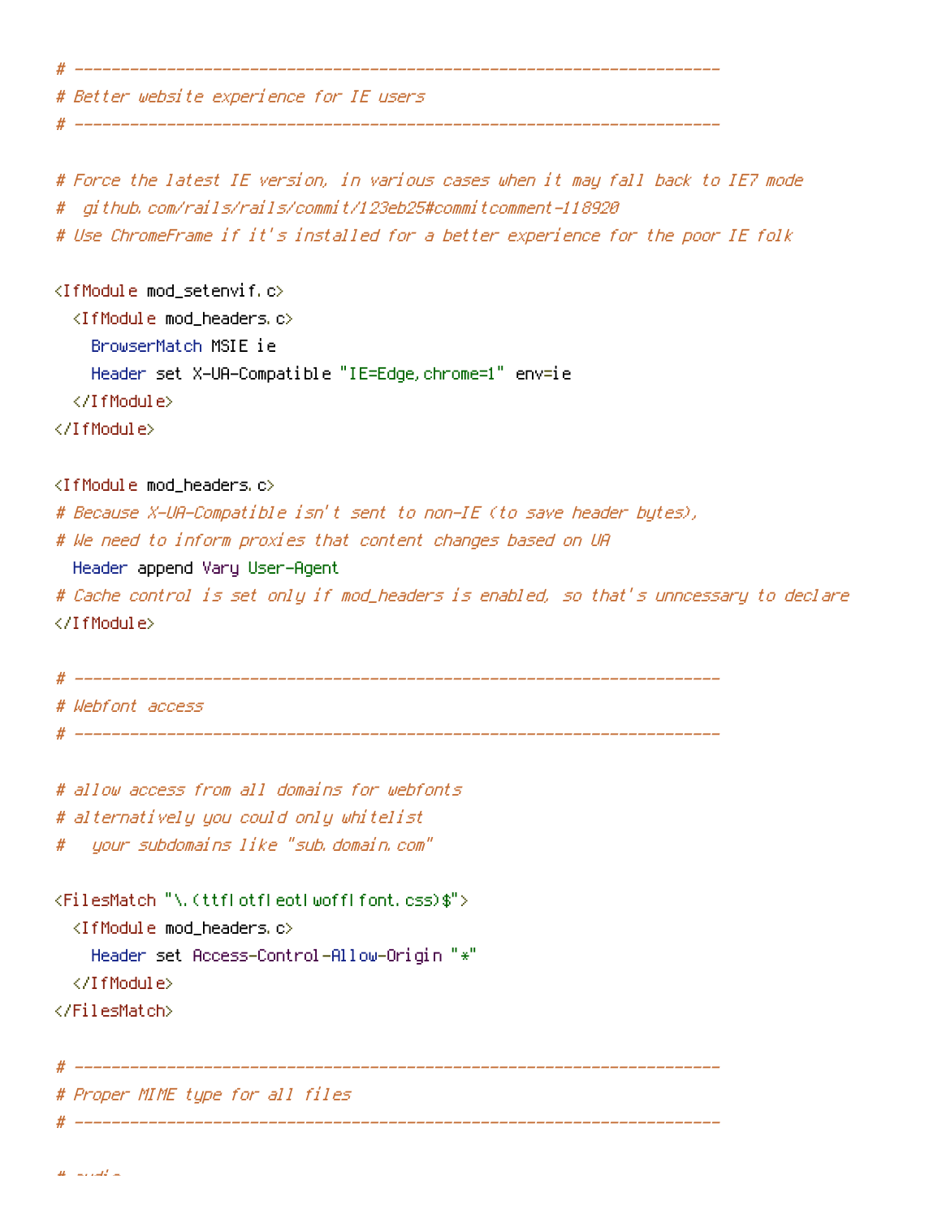```
# ----------------------------------------------------------------------
# Better website experience for IE users
# ----------------------------------------------------------------------

# Force the latest IE version, in various cases when it may fall back to IE7 mode
#  github.com/rails/rails/commit/123eb25#commitcomment-118920
# Use ChromeFrame if it's installed for a better experience for the poor IE folk

<IfModule mod_setenvif.c>
  <IfModule mod_headers.c>
    BrowserMatch MSIE ie
    Header set X-UA-Compatible "IE=Edge,chrome=1" env=ie
  </IfModule>
</IfModule>

<IfModule mod_headers.c>
# Because X-UA-Compatible isn't sent to non-IE (to save header bytes),
# We need to inform proxies that content changes based on UA
  Header append Vary User-Agent
# Cache control is set only if mod_headers is enabled, so that's unncessary to declare
</IfModule>

# ----------------------------------------------------------------------
# Webfont access
# ----------------------------------------------------------------------

# allow access from all domains for webfonts
# alternatively you could only whitelist
#   your subdomains like "sub.domain.com"

<FilesMatch "\.(ttf|otf|eot|woff|font.css)$">
  <IfModule mod_headers.c>
    Header set Access-Control-Allow-Origin "*"
  </IfModule>
</FilesMatch>

# ----------------------------------------------------------------------
# Proper MIME type for all files
# ----------------------------------------------------------------------
```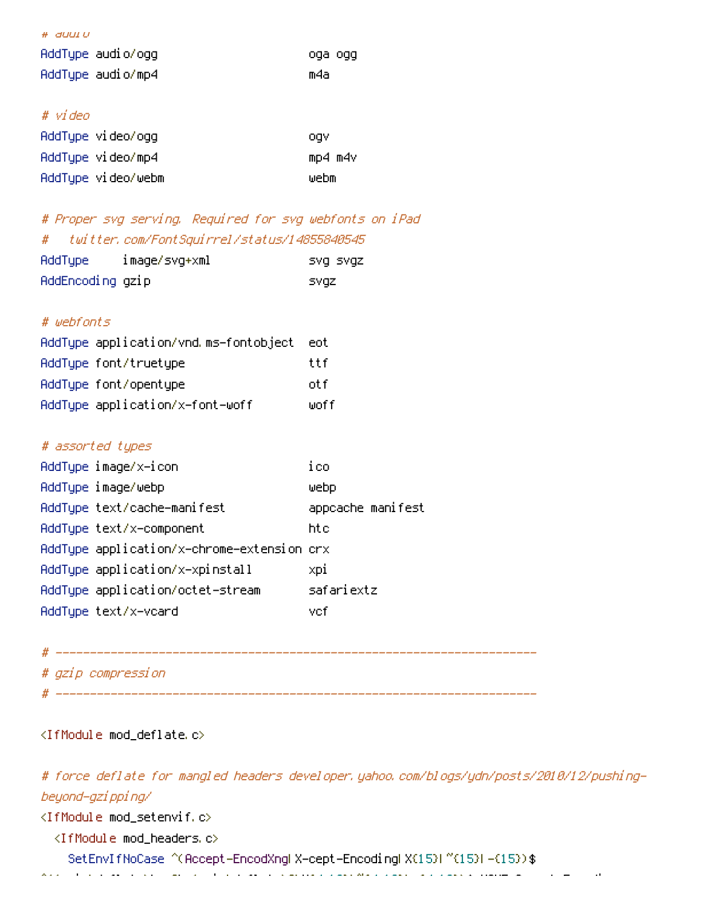```
# audio
AddType audio/ogg                      oga ogg
AddType audio/mp4                      m4a

# video
AddType video/ogg                      ogv
AddType video/mp4                      mp4 m4v
AddType video/webm                     webm

# Proper svg serving. Required for svg webfonts on iPad
#   twitter.com/FontSquirrel/status/14855840545
AddType     image/svg+xml              svg svgz
AddEncoding gzip                       svgz

# webfonts
AddType application/vnd.ms-fontobject  eot
AddType font/truetype                  ttf
AddType font/opentype                  otf
AddType application/x-font-woff        woff

# assorted types
AddType image/x-icon                   ico
AddType image/webp                     webp
AddType text/cache-manifest            appcache manifest
AddType text/x-component               htc
AddType application/x-chrome-extension crx
AddType application/x-xpinstall        xpi
AddType application/octet-stream       safariextz
AddType text/x-vcard                   vcf

# ----------------------------------------------------------------------
# gzip compression
# ----------------------------------------------------------------------

<IfModule mod_deflate.c>

# force deflate for mangled headers developer.yahoo.com/blogs/ydn/posts/2010/12/pushing-beyond-gzipping/
<IfModule mod_setenvif.c>
  <IfModule mod_headers.c>
    SetEnvIfNoCase ^(Accept-EncodXng|X-cept-Encoding|X{15}|~{15}|-{15})$
```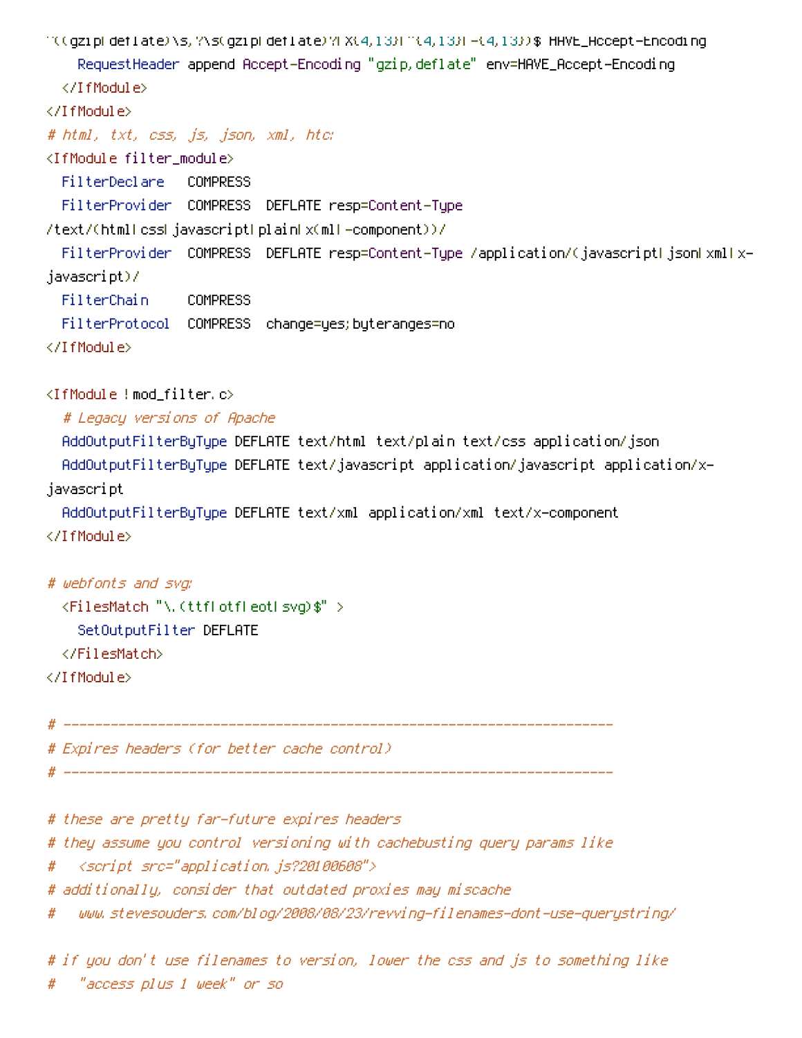```
^((gzip|deflate)\s,?\s(gzip|deflate)?|X{4,13}|~{4,13}|-{4,13})$ HAVE_Accept-Encoding
    RequestHeader append Accept-Encoding "gzip,deflate" env=HAVE_Accept-Encoding
  </IfModule>
</IfModule>
# html, txt, css, js, json, xml, htc:
<IfModule filter_module>
  FilterDeclare   COMPRESS
  FilterProvider  COMPRESS  DEFLATE resp=Content-Type
/text/(html|css|javascript|plain|x(ml|-component))/
  FilterProvider  COMPRESS  DEFLATE resp=Content-Type /application/(javascript|json|xml|x-
javascript)/
  FilterChain     COMPRESS
  FilterProtocol  COMPRESS  change=yes;byteranges=no
</IfModule>

<IfModule !mod_filter.c>
  # Legacy versions of Apache
  AddOutputFilterByType DEFLATE text/html text/plain text/css application/json
  AddOutputFilterByType DEFLATE text/javascript application/javascript application/x-
javascript
  AddOutputFilterByType DEFLATE text/xml application/xml text/x-component
</IfModule>

# webfonts and svg:
  <FilesMatch "\.(ttf|otf|eot|svg)$" >
    SetOutputFilter DEFLATE
  </FilesMatch>
</IfModule>

# ----------------------------------------------------------------------
# Expires headers (for better cache control)
# ----------------------------------------------------------------------

# these are pretty far-future expires headers
# they assume you control versioning with cachebusting query params like
#   <script src="application.js?20100608">
# additionally, consider that outdated proxies may miscache
#   www.stevesouders.com/blog/2008/08/23/revving-filenames-dont-use-querystring/

# if you don't use filenames to version, lower the css and js to something like
#   "access plus 1 week" or so
```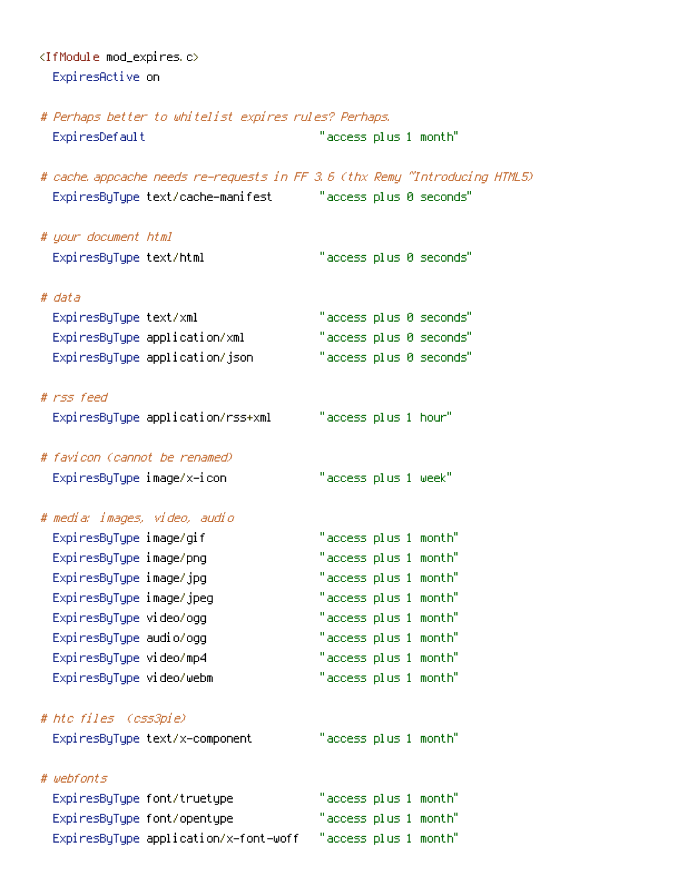```
<IfModule mod_expires.c>
  ExpiresActive on

# Perhaps better to whitelist expires rules? Perhaps.
  ExpiresDefault                          "access plus 1 month"

# cache.appcache needs re-requests in FF 3.6 (thx Remy ~Introducing HTML5)
  ExpiresByType text/cache-manifest       "access plus 0 seconds"

# your document html
  ExpiresByType text/html                 "access plus 0 seconds"

# data
  ExpiresByType text/xml                  "access plus 0 seconds"
  ExpiresByType application/xml           "access plus 0 seconds"
  ExpiresByType application/json          "access plus 0 seconds"

# rss feed
  ExpiresByType application/rss+xml       "access plus 1 hour"

# favicon (cannot be renamed)
  ExpiresByType image/x-icon              "access plus 1 week"

# media: images, video, audio
  ExpiresByType image/gif                 "access plus 1 month"
  ExpiresByType image/png                 "access plus 1 month"
  ExpiresByType image/jpg                 "access plus 1 month"
  ExpiresByType image/jpeg                "access plus 1 month"
  ExpiresByType video/ogg                 "access plus 1 month"
  ExpiresByType audio/ogg                 "access plus 1 month"
  ExpiresByType video/mp4                 "access plus 1 month"
  ExpiresByType video/webm                "access plus 1 month"

# htc files  (css3pie)
  ExpiresByType text/x-component          "access plus 1 month"

# webfonts
  ExpiresByType font/truetype             "access plus 1 month"
  ExpiresByType font/opentype             "access plus 1 month"
  ExpiresByType application/x-font-woff   "access plus 1 month"
```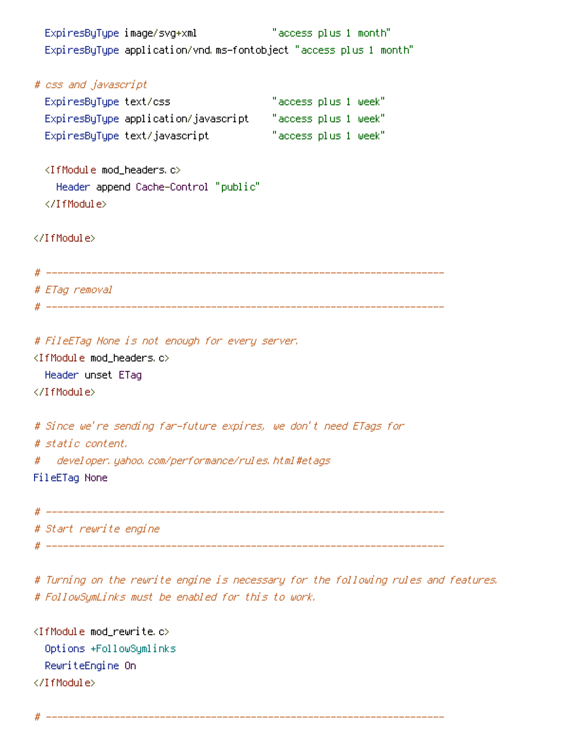```
  ExpiresByType image/svg+xml             "access plus 1 month"
  ExpiresByType application/vnd.ms-fontobject "access plus 1 month"

# css and javascript
  ExpiresByType text/css                  "access plus 1 week"
  ExpiresByType application/javascript    "access plus 1 week"
  ExpiresByType text/javascript           "access plus 1 week"

  <IfModule mod_headers.c>
    Header append Cache-Control "public"
  </IfModule>

</IfModule>

# ----------------------------------------------------------------------
# ETag removal
# ----------------------------------------------------------------------

# FileETag None is not enough for every server.
<IfModule mod_headers.c>
  Header unset ETag
</IfModule>

# Since we're sending far-future expires, we don't need ETags for
# static content.
#   developer.yahoo.com/performance/rules.html#etags
FileETag None

# ----------------------------------------------------------------------
# Start rewrite engine
# ----------------------------------------------------------------------

# Turning on the rewrite engine is necessary for the following rules and features.
# FollowSymLinks must be enabled for this to work.

<IfModule mod_rewrite.c>
  Options +FollowSymlinks
  RewriteEngine On
</IfModule>

# ----------------------------------------------------------------------
```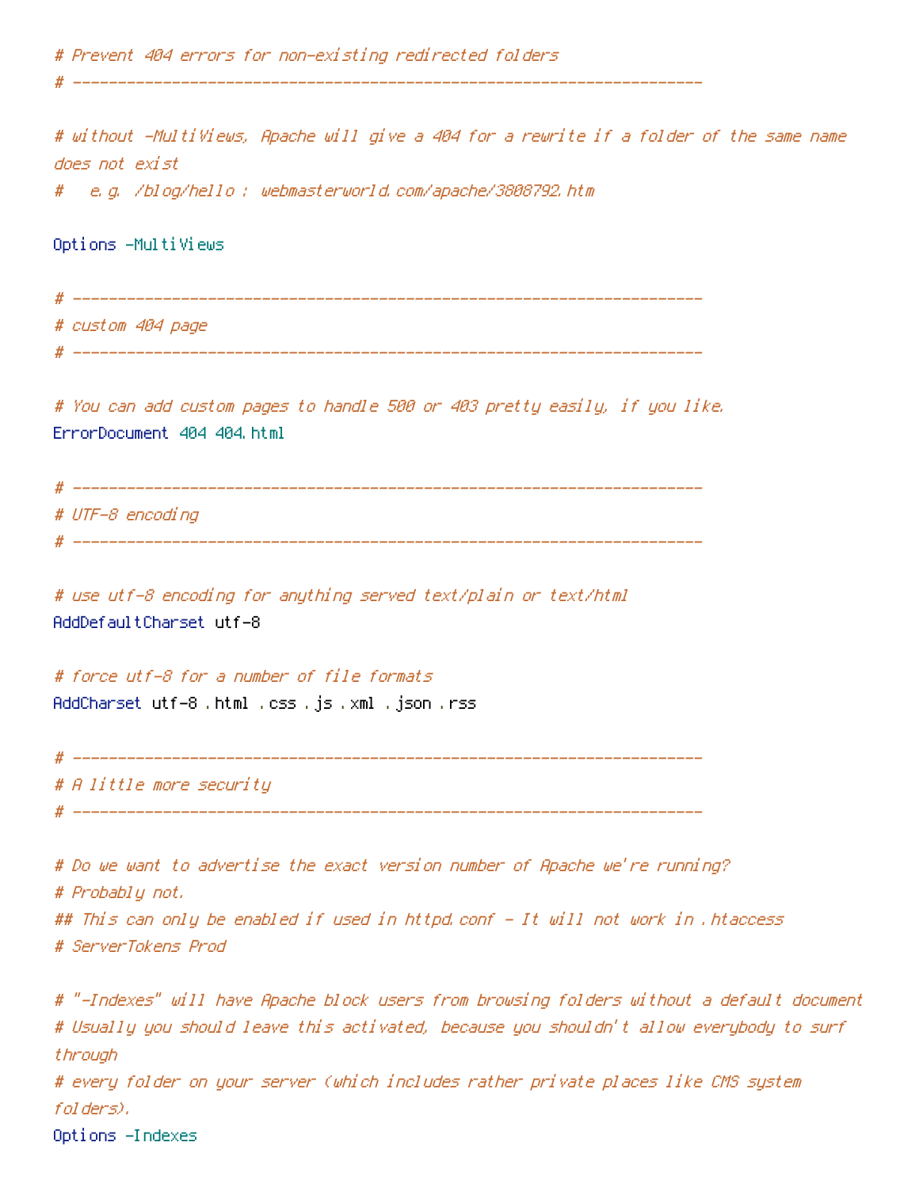```
# Prevent 404 errors for non-existing redirected folders
# ----------------------------------------------------------------------

# without -MultiViews, Apache will give a 404 for a rewrite if a folder of the same name
does not exist
#   e.g. /blog/hello : webmasterworld.com/apache/3808792.htm

Options -MultiViews

# ----------------------------------------------------------------------
# custom 404 page
# ----------------------------------------------------------------------

# You can add custom pages to handle 500 or 403 pretty easily, if you like.
ErrorDocument 404 404.html

# ----------------------------------------------------------------------
# UTF-8 encoding
# ----------------------------------------------------------------------

# use utf-8 encoding for anything served text/plain or text/html
AddDefaultCharset utf-8

# force utf-8 for a number of file formats
AddCharset utf-8 .html .css .js .xml .json .rss

# ----------------------------------------------------------------------
# A little more security
# ----------------------------------------------------------------------

# Do we want to advertise the exact version number of Apache we're running?
# Probably not.
## This can only be enabled if used in httpd.conf - It will not work in .htaccess
# ServerTokens Prod

# "-Indexes" will have Apache block users from browsing folders without a default document
# Usually you should leave this activated, because you shouldn't allow everybody to surf
through
# every folder on your server (which includes rather private places like CMS system
folders).
Options -Indexes
```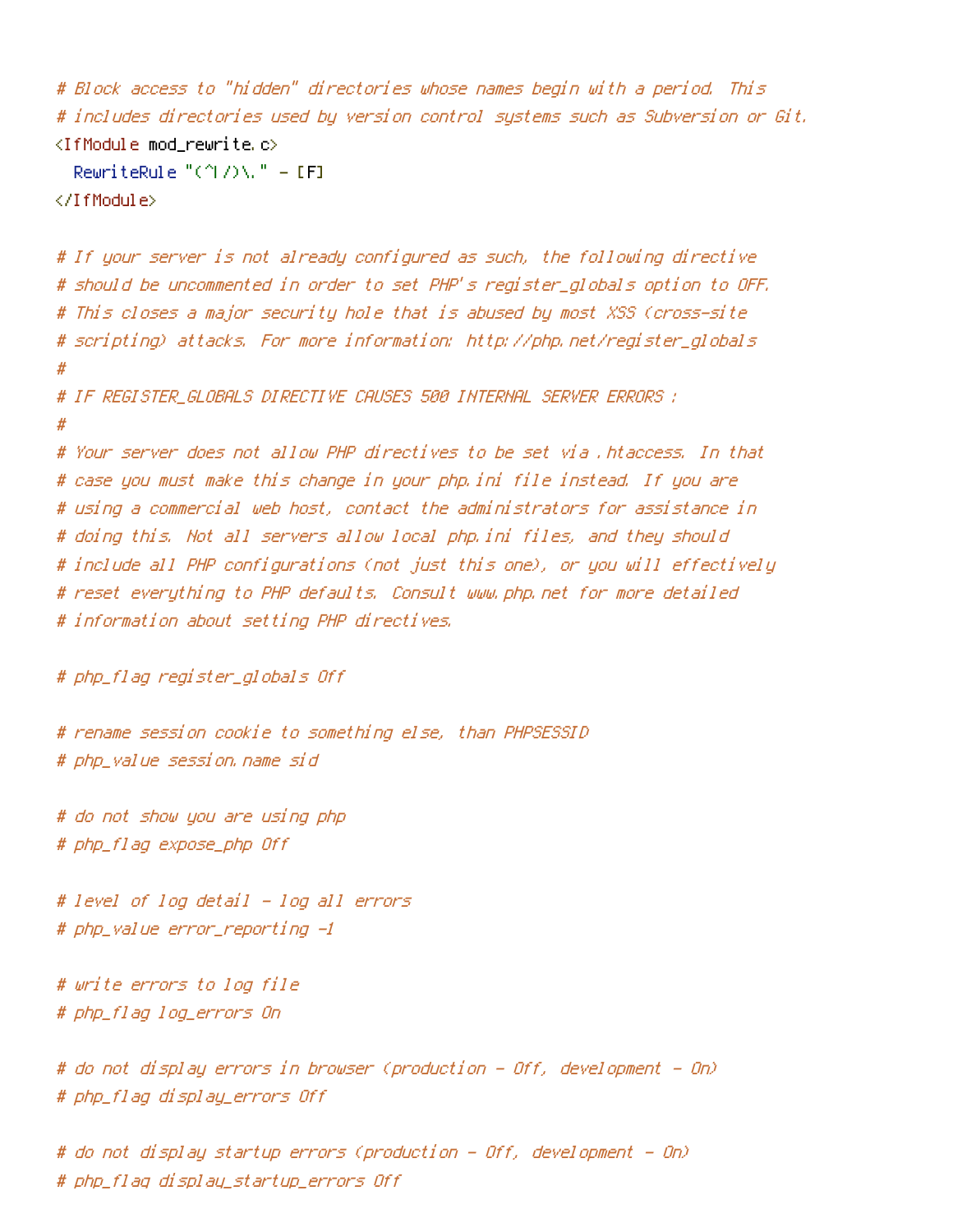```
# Block access to "hidden" directories whose names begin with a period. This
# includes directories used by version control systems such as Subversion or Git.
<IfModule mod_rewrite.c>
  RewriteRule "(^|/)\." - [F]
</IfModule>

# If your server is not already configured as such, the following directive
# should be uncommented in order to set PHP's register_globals option to OFF.
# This closes a major security hole that is abused by most XSS (cross-site
# scripting) attacks. For more information: http://php.net/register_globals
#
# IF REGISTER_GLOBALS DIRECTIVE CAUSES 500 INTERNAL SERVER ERRORS :
#
# Your server does not allow PHP directives to be set via .htaccess. In that
# case you must make this change in your php.ini file instead. If you are
# using a commercial web host, contact the administrators for assistance in
# doing this. Not all servers allow local php.ini files, and they should
# include all PHP configurations (not just this one), or you will effectively
# reset everything to PHP defaults. Consult www.php.net for more detailed
# information about setting PHP directives.

# php_flag register_globals Off

# rename session cookie to something else, than PHPSESSID
# php_value session.name sid

# do not show you are using php
# php_flag expose_php Off

# level of log detail - log all errors
# php_value error_reporting -1

# write errors to log file
# php_flag log_errors On

# do not display errors in browser (production - Off, development - On)
# php_flag display_errors Off

# do not display startup errors (production - Off, development - On)
# php_flag display_startup_errors Off
```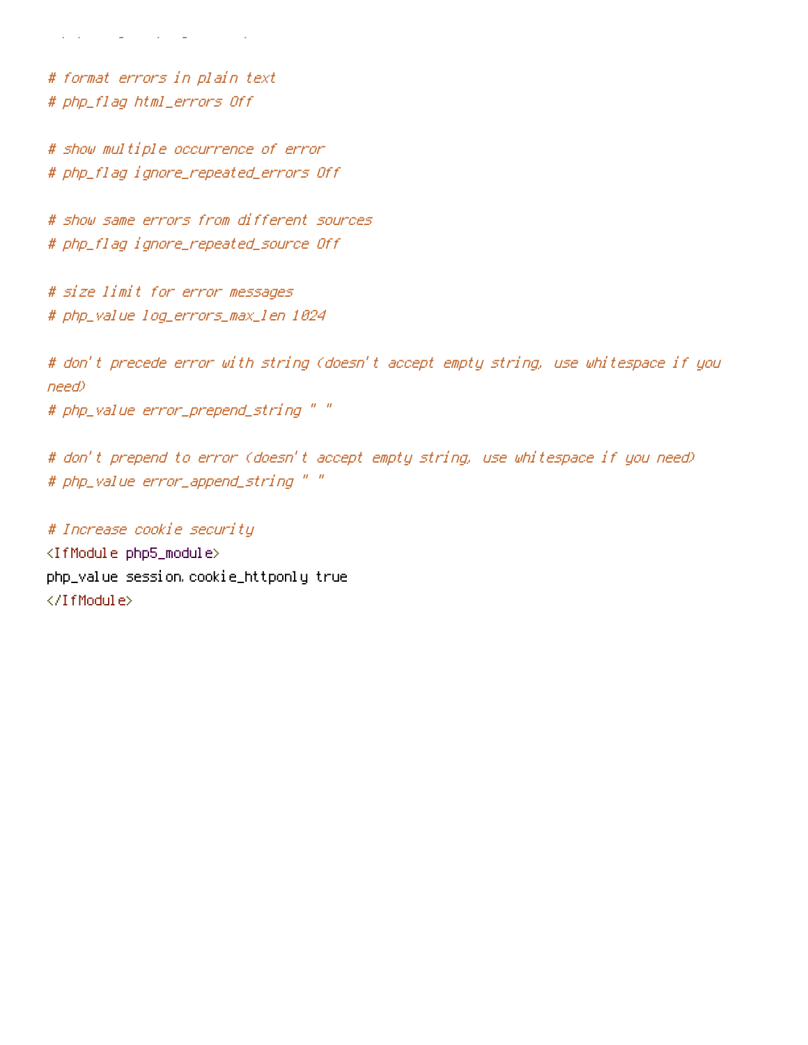```
# format errors in plain text
# php_flag html_errors Off

# show multiple occurrence of error
# php_flag ignore_repeated_errors Off

# show same errors from different sources
# php_flag ignore_repeated_source Off

# size limit for error messages
# php_value log_errors_max_len 1024

# don't precede error with string (doesn't accept empty string, use whitespace if you need)
# php_value error_prepend_string " "

# don't prepend to error (doesn't accept empty string, use whitespace if you need)
# php_value error_append_string " "

# Increase cookie security
<IfModule php5_module>
php_value session.cookie_httponly true
</IfModule>
```